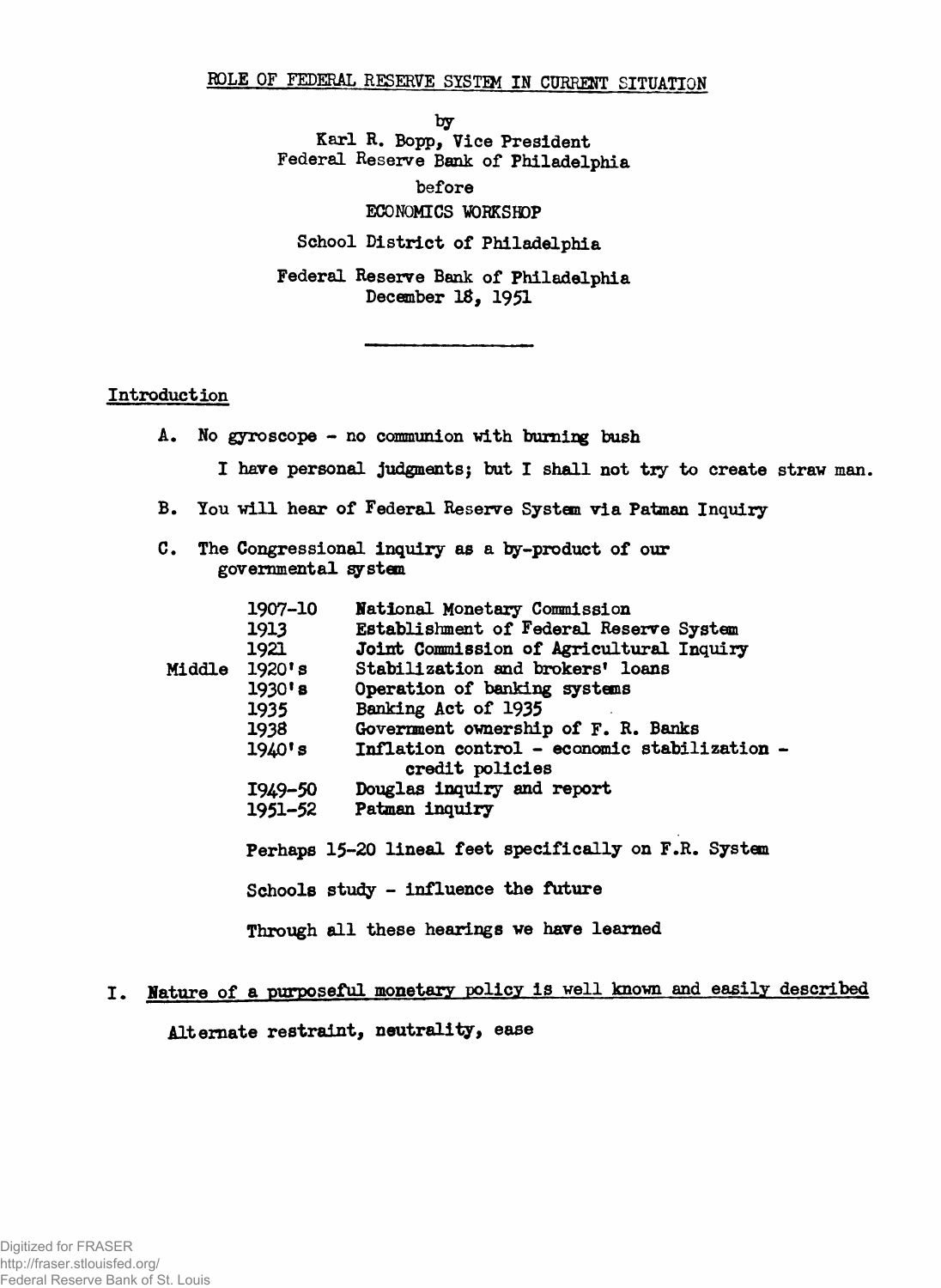# ROLE OF FEDERAL RESERVE SYSTEM IN CURRENT SITUATION

by
Karl R. Bopp, Vice President
Federal Reserve Bank of Philadelphia

before

ECONOMICS WORKSHOP

School District of Philadelphia

Federal Reserve Bank of Philadelphia
December 18, 1951

---

## Introduction

A. No gyroscope - no communion with burning bush

I have personal judgments; but I shall not try to create straw man.

B. You will hear of Federal Reserve System via Patman Inquiry

C. The Congressional inquiry as a by-product of our governmental system

| | |
|---|---|
| 1907-10 | National Monetary Commission |
| 1913 | Establishment of Federal Reserve System |
| 1921 | Joint Commission of Agricultural Inquiry |
| Middle 1920's | Stabilization and brokers' loans |
| 1930's | Operation of banking systems |
| 1935 | Banking Act of 1935 |
| 1938 | Government ownership of F. R. Banks |
| 1940's | Inflation control - economic stabilization - credit policies |
| 1949-50 | Douglas inquiry and report |
| 1951-52 | Patman inquiry |

Perhaps 15-20 lineal feet specifically on F.R. System

Schools study - influence the future

Through all these hearings we have learned

## I. Nature of a purposeful monetary policy is well known and easily described

Alternate restraint, neutrality, ease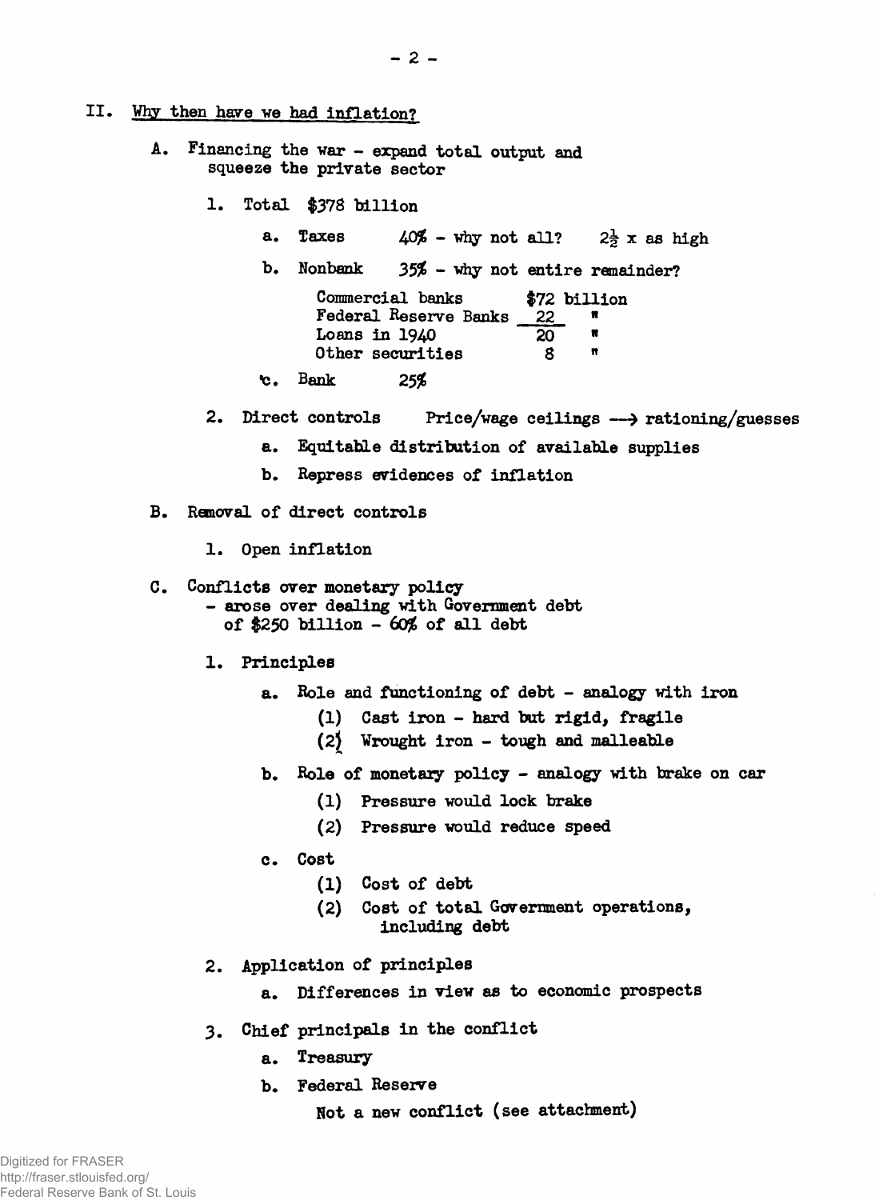## II. Why then have we had inflation?

A. Financing the war - expand total output and squeeze the private sector

1. Total $378 billion

    a. Taxes    40% - why not all?    $2\frac{1}{2}$ x as high

    b. Nonbank    35% - why not entire remainder?

    | | |
    |---|---|
    | Commercial banks | $72 billion |
    | Federal Reserve Banks | 22 " |
    | Loans in 1940 | 20 " |
    | Other securities | 8 " |

    c. Bank    25%

2. Direct controls    Price/wage ceilings ⟶ rationing/guesses

    a. Equitable distribution of available supplies

    b. Repress evidences of inflation

B. Removal of direct controls

1. Open inflation

C. Conflicts over monetary policy
- arose over dealing with Government debt of $250 billion - 60% of all debt

1. Principles

    a. Role and functioning of debt - analogy with iron

        (1) Cast iron - hard but rigid, fragile

        (2) Wrought iron - tough and malleable

    b. Role of monetary policy - analogy with brake on car

        (1) Pressure would lock brake

        (2) Pressure would reduce speed

    c. Cost

        (1) Cost of debt

        (2) Cost of total Government operations, including debt

2. Application of principles

    a. Differences in view as to economic prospects

3. Chief principals in the conflict

    a. Treasury

    b. Federal Reserve

    Not a new conflict (see attachment)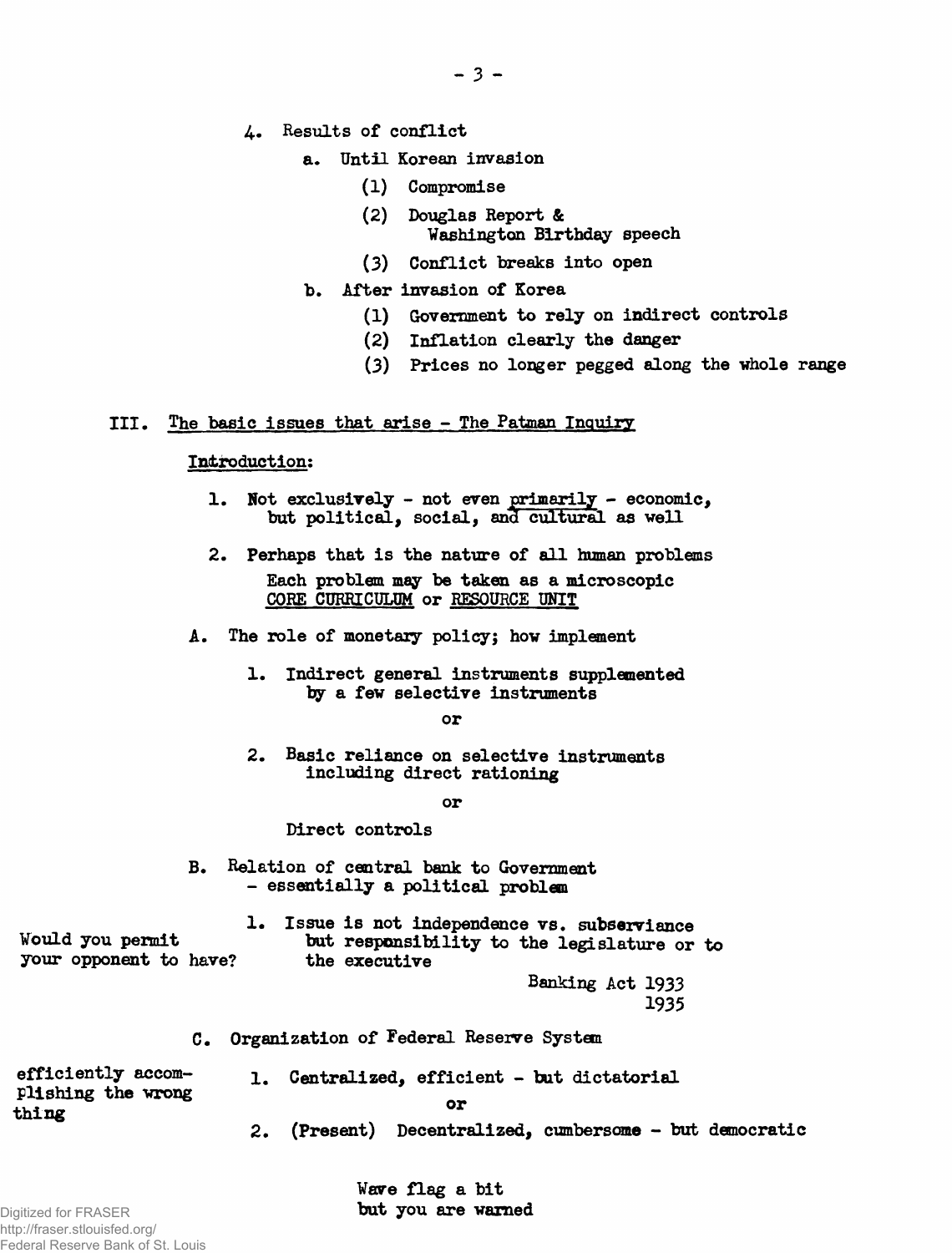4. Results of conflict

   a. Until Korean invasion

      (1) Compromise

      (2) Douglas Report & Washington Birthday speech

      (3) Conflict breaks into open

   b. After invasion of Korea

      (1) Government to rely on indirect controls

      (2) Inflation clearly the danger

      (3) Prices no longer pegged along the whole range

## III. The basic issues that arise - The Patman Inquiry

Introduction:

1. Not exclusively - not even primarily - economic, but political, social, and cultural as well

2. Perhaps that is the nature of all human problems

   Each problem may be taken as a microscopic CORE CURRICULUM or RESOURCE UNIT

A. The role of monetary policy; how implement

   1. Indirect general instruments supplemented by a few selective instruments

      or

   2. Basic reliance on selective instruments including direct rationing

      or

      Direct controls

B. Relation of central bank to Government - essentially a political problem

   1. Issue is not independence vs. subserviance but responsibility to the legislature or to the executive

      Banking Act 1933
      1935

   *Would you permit your opponent to have?*

C. Organization of Federal Reserve System

   1. Centralized, efficient - but dictatorial

      or

   2. (Present) Decentralized, cumbersome - but democratic

   *efficiently accomplishing the wrong thing*

Wave flag a bit
but you are warned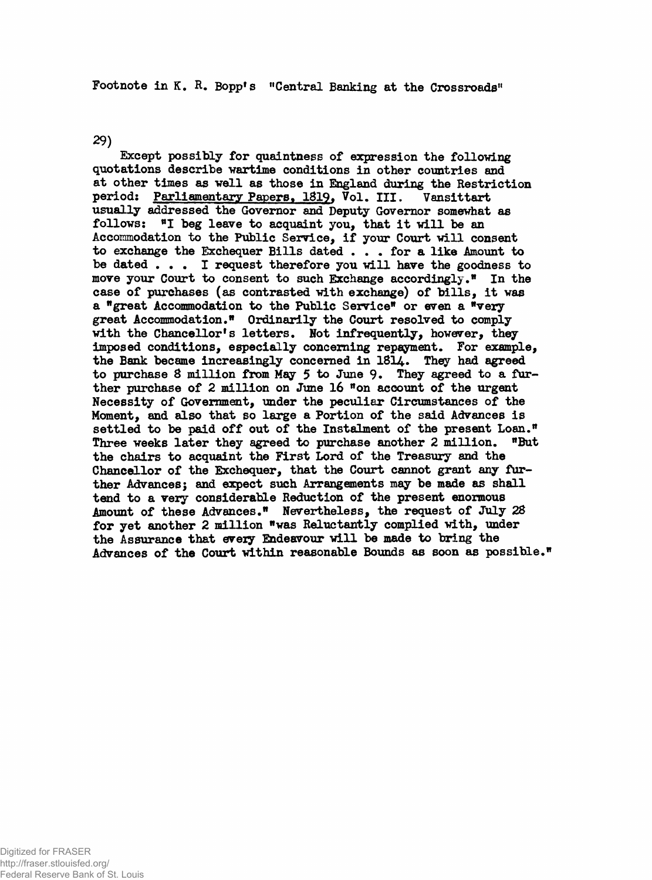Footnote in K. R. Bopp's "Central Banking at the Crossroads"

29)

Except possibly for quaintness of expression the following quotations describe wartime conditions in other countries and at other times as well as those in England during the Restriction period: Parliamentary Papers, 1819, Vol. III. Vansittart usually addressed the Governor and Deputy Governor somewhat as follows: "I beg leave to acquaint you, that it will be an Accommodation to the Public Service, if your Court will consent to exchange the Exchequer Bills dated . . . for a like Amount to be dated . . . I request therefore you will have the goodness to move your Court to consent to such Exchange accordingly." In the case of purchases (as contrasted with exchange) of bills, it was a "great Accommodation to the Public Service" or even a "very great Accommodation." Ordinarily the Court resolved to comply with the Chancellor's letters. Not infrequently, however, they imposed conditions, especially concerning repayment. For example, the Bank became increasingly concerned in 1814. They had agreed to purchase 8 million from May 5 to June 9. They agreed to a further purchase of 2 million on June 16 "on account of the urgent Necessity of Government, under the peculiar Circumstances of the Moment, and also that so large a Portion of the said Advances is settled to be paid off out of the Instalment of the present Loan." Three weeks later they agreed to purchase another 2 million. "But the chairs to acquaint the First Lord of the Treasury and the Chancellor of the Exchequer, that the Court cannot grant any further Advances; and expect such Arrangements may be made as shall tend to a very considerable Reduction of the present enormous Amount of these Advances." Nevertheless, the request of July 28 for yet another 2 million "was Reluctantly complied with, under the Assurance that every Endeavour will be made to bring the Advances of the Court within reasonable Bounds as soon as possible."